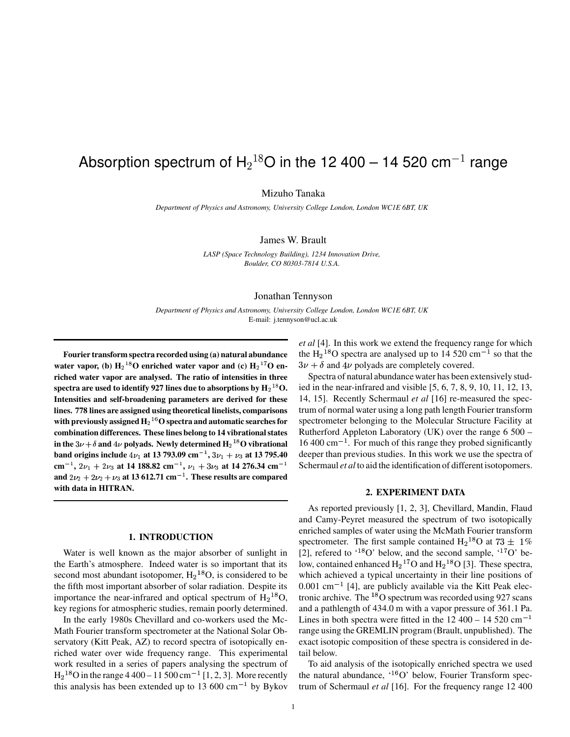# Absorption spectrum of $H_2{}^{18}O$ in the 12 400 – 14 520 cm$^{-1}$ range

Mizuho Tanaka

*Department of Physics and Astronomy, University College London, London WC1E 6BT, UK*

James W. Brault

*LASP (Space Technology Building), 1234 Innovation Drive, Boulder, CO 80303-7814 U.S.A.*

Jonathan Tennyson

*Department of Physics and Astronomy, University College London, London WC1E 6BT, UK*
E-mail: j.tennyson@ucl.ac.uk

**Fourier transform spectra recorded using (a) natural abundance water vapor, (b) $H_2{}^{18}O$ enriched water vapor and (c) $H_2{}^{17}O$ enriched water vapor are analysed. The ratio of intensities in three spectra are used to identify 927 lines due to absorptions by $H_2{}^{18}O$. Intensities and self-broadening parameters are derived for these lines. 778 lines are assigned using theoretical linelists, comparisons with previously assigned $H_2{}^{16}O$ spectra and automatic searches for combination differences. These lines belong to 14 vibrational states in the $3\nu+\delta$ and $4\nu$ polyads. Newly determined $H_2{}^{18}O$ vibrational band origins include $4\nu_1$ at 13 793.09 cm$^{-1}$, $3\nu_1+\nu_3$ at 13 795.40 cm$^{-1}$, $2\nu_1+2\nu_3$ at 14 188.82 cm$^{-1}$, $\nu_1+3\nu_3$ at 14 276.34 cm$^{-1}$ and $2\nu_2+2\nu_2+\nu_3$ at 13 612.71 cm$^{-1}$. These results are compared with data in HITRAN.**

## 1. INTRODUCTION

Water is well known as the major absorber of sunlight in the Earth's atmosphere. Indeed water is so important that its second most abundant isotopomer, $H_2{}^{18}O$, is considered to be the fifth most important absorber of solar radiation. Despite its importance the near-infrared and optical spectrum of $H_2{}^{18}O$, key regions for atmospheric studies, remain poorly determined.

In the early 1980s Chevillard and co-workers used the McMath Fourier transform spectrometer at the National Solar Observatory (Kitt Peak, AZ) to record spectra of isotopically enriched water over wide frequency range. This experimental work resulted in a series of papers analysing the spectrum of $H_2{}^{18}O$ in the range 4 400 – 11 500 cm$^{-1}$ [1, 2, 3]. More recently this analysis has been extended up to 13 600 cm$^{-1}$ by Bykov *et al* [4]. In this work we extend the frequency range for which the $H_2{}^{18}O$ spectra are analysed up to 14 520 cm$^{-1}$ so that the $3\nu+\delta$ and $4\nu$ polyads are completely covered.

Spectra of natural abundance water has been extensively studied in the near-infrared and visible [5, 6, 7, 8, 9, 10, 11, 12, 13, 14, 15]. Recently Schermaul *et al* [16] re-measured the spectrum of normal water using a long path length Fourier transform spectrometer belonging to the Molecular Structure Facility at Rutherford Appleton Laboratory (UK) over the range 6 500 – 16 400 cm$^{-1}$. For much of this range they probed significantly deeper than previous studies. In this work we use the spectra of Schermaul *et al* to aid the identification of different isotopomers.

## 2. EXPERIMENT DATA

As reported previously [1, 2, 3], Chevillard, Mandin, Flaud and Camy-Peyret measured the spectrum of two isotopically enriched samples of water using the McMath Fourier transform spectrometer. The first sample contained $H_2{}^{18}O$ at $73 \pm 1\%$ [2], refered to '$^{18}$O' below, and the second sample, '$^{17}$O' below, contained enhanced $H_2{}^{17}O$ and $H_2{}^{18}O$ [3]. These spectra, which achieved a typical uncertainty in their line positions of 0.001 cm$^{-1}$ [4], are publicly available via the Kitt Peak electronic archive. The $^{18}$O spectrum was recorded using 927 scans and a pathlength of 434.0 m with a vapor pressure of 361.1 Pa. Lines in both spectra were fitted in the 12 400 – 14 520 cm$^{-1}$ range using the GREMLIN program (Brault, unpublished). The exact isotopic composition of these spectra is considered in detail below.

To aid analysis of the isotopically enriched spectra we used the natural abundance, '$^{16}$O' below, Fourier Transform spectrum of Schermaul *et al* [16]. For the frequency range 12 400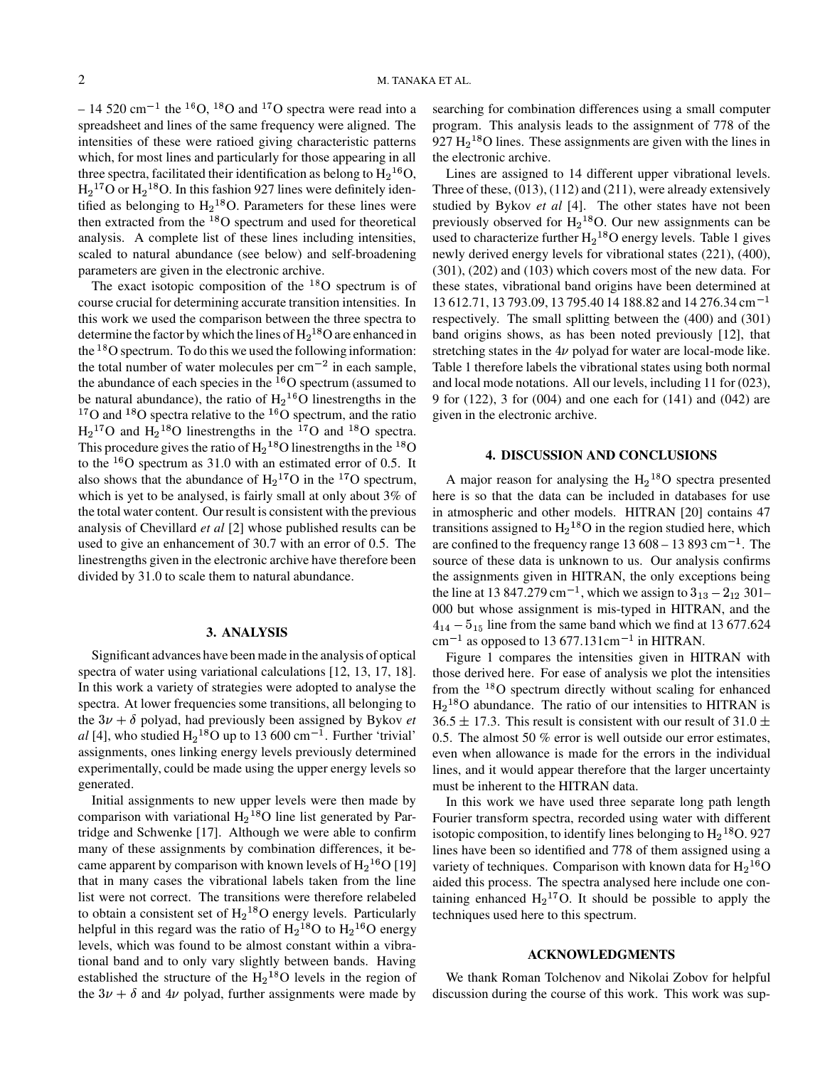– 14 520 cm$^{-1}$ the $^{16}$O, $^{18}$O and $^{17}$O spectra were read into a spreadsheet and lines of the same frequency were aligned. The intensities of these were ratioed giving characteristic patterns which, for most lines and particularly for those appearing in all three spectra, facilitated their identification as belong to $H_2{}^{16}O$, $H_2{}^{17}O$ or $H_2{}^{18}O$. In this fashion 927 lines were definitely identified as belonging to $H_2{}^{18}O$. Parameters for these lines were then extracted from the $^{18}$O spectrum and used for theoretical analysis. A complete list of these lines including intensities, scaled to natural abundance (see below) and self-broadening parameters are given in the electronic archive.

The exact isotopic composition of the $^{18}$O spectrum is of course crucial for determining accurate transition intensities. In this work we used the comparison between the three spectra to determine the factor by which the lines of $H_2{}^{18}O$ are enhanced in the $^{18}$O spectrum. To do this we used the following information: the total number of water molecules per cm$^{-2}$ in each sample, the abundance of each species in the $^{16}$O spectrum (assumed to be natural abundance), the ratio of $H_2{}^{16}O$ linestrengths in the $^{17}$O and $^{18}$O spectra relative to the $^{16}$O spectrum, and the ratio $H_2{}^{17}O$ and $H_2{}^{18}O$ linestrengths in the $^{17}$O and $^{18}$O spectra. This procedure gives the ratio of $H_2{}^{18}O$ linestrengths in the $^{18}$O to the $^{16}$O spectrum as 31.0 with an estimated error of 0.5. It also shows that the abundance of $H_2{}^{17}O$ in the $^{17}$O spectrum, which is yet to be analysed, is fairly small at only about 3% of the total water content. Our result is consistent with the previous analysis of Chevillard *et al* [2] whose published results can be used to give an enhancement of 30.7 with an error of 0.5. The linestrengths given in the electronic archive have therefore been divided by 31.0 to scale them to natural abundance.

## 3. ANALYSIS

Significant advances have been made in the analysis of optical spectra of water using variational calculations [12, 13, 17, 18]. In this work a variety of strategies were adopted to analyse the spectra. At lower frequencies some transitions, all belonging to the $3\nu + \delta$ polyad, had previously been assigned by Bykov *et al* [4], who studied $H_2{}^{18}O$ up to 13 600 cm$^{-1}$. Further 'trivial' assignments, ones linking energy levels previously determined experimentally, could be made using the upper energy levels so generated.

Initial assignments to new upper levels were then made by comparison with variational $H_2{}^{18}O$ line list generated by Partridge and Schwenke [17]. Although we were able to confirm many of these assignments by combination differences, it became apparent by comparison with known levels of $H_2{}^{16}O$ [19] that in many cases the vibrational labels taken from the line list were not correct. The transitions were therefore relabeled to obtain a consistent set of $H_2{}^{18}O$ energy levels. Particularly helpful in this regard was the ratio of $H_2{}^{18}O$ to $H_2{}^{16}O$ energy levels, which was found to be almost constant within a vibrational band and to only vary slightly between bands. Having established the structure of the $H_2{}^{18}O$ levels in the region of the $3\nu + \delta$ and $4\nu$ polyad, further assignments were made by searching for combination differences using a small computer program. This analysis leads to the assignment of 778 of the 927 $H_2{}^{18}O$ lines. These assignments are given with the lines in the electronic archive.

Lines are assigned to 14 different upper vibrational levels. Three of these, (013), (112) and (211), were already extensively studied by Bykov *et al* [4]. The other states have not been previously observed for $H_2{}^{18}O$. Our new assignments can be used to characterize further $H_2{}^{18}O$ energy levels. Table 1 gives newly derived energy levels for vibrational states (221), (400), (301), (202) and (103) which covers most of the new data. For these states, vibrational band origins have been determined at 13 612.71, 13 793.09, 13 795.40 14 188.82 and 14 276.34 cm$^{-1}$ respectively. The small splitting between the (400) and (301) band origins shows, as has been noted previously [12], that stretching states in the $4\nu$ polyad for water are local-mode like. Table 1 therefore labels the vibrational states using both normal and local mode notations. All our levels, including 11 for (023), 9 for (122), 3 for (004) and one each for (141) and (042) are given in the electronic archive.

## 4. DISCUSSION AND CONCLUSIONS

A major reason for analysing the $H_2{}^{18}O$ spectra presented here is so that the data can be included in databases for use in atmospheric and other models. HITRAN [20] contains 47 transitions assigned to $H_2{}^{18}O$ in the region studied here, which are confined to the frequency range 13 608 – 13 893 cm$^{-1}$. The source of these data is unknown to us. Our analysis confirms the assignments given in HITRAN, the only exceptions being the line at 13 847.279 cm$^{-1}$, which we assign to $3_{13} - 2_{12}$ 301–000 but whose assignment is mis-typed in HITRAN, and the $4_{14} - 5_{15}$ line from the same band which we find at 13 677.624 cm$^{-1}$ as opposed to 13 677.131cm$^{-1}$ in HITRAN.

Figure 1 compares the intensities given in HITRAN with those derived here. For ease of analysis we plot the intensities from the $^{18}$O spectrum directly without scaling for enhanced $H_2{}^{18}O$ abundance. The ratio of our intensities to HITRAN is $36.5 \pm 17.3$. This result is consistent with our result of $31.0 \pm 0.5$. The almost 50 % error is well outside our error estimates, even when allowance is made for the errors in the individual lines, and it would appear therefore that the larger uncertainty must be inherent to the HITRAN data.

In this work we have used three separate long path length Fourier transform spectra, recorded using water with different isotopic composition, to identify lines belonging to $H_2{}^{18}O$. 927 lines have been so identified and 778 of them assigned using a variety of techniques. Comparison with known data for $H_2{}^{16}O$ aided this process. The spectra analysed here include one containing enhanced $H_2{}^{17}O$. It should be possible to apply the techniques used here to this spectrum.

## ACKNOWLEDGMENTS

We thank Roman Tolchenov and Nikolai Zobov for helpful discussion during the course of this work. This work was sup-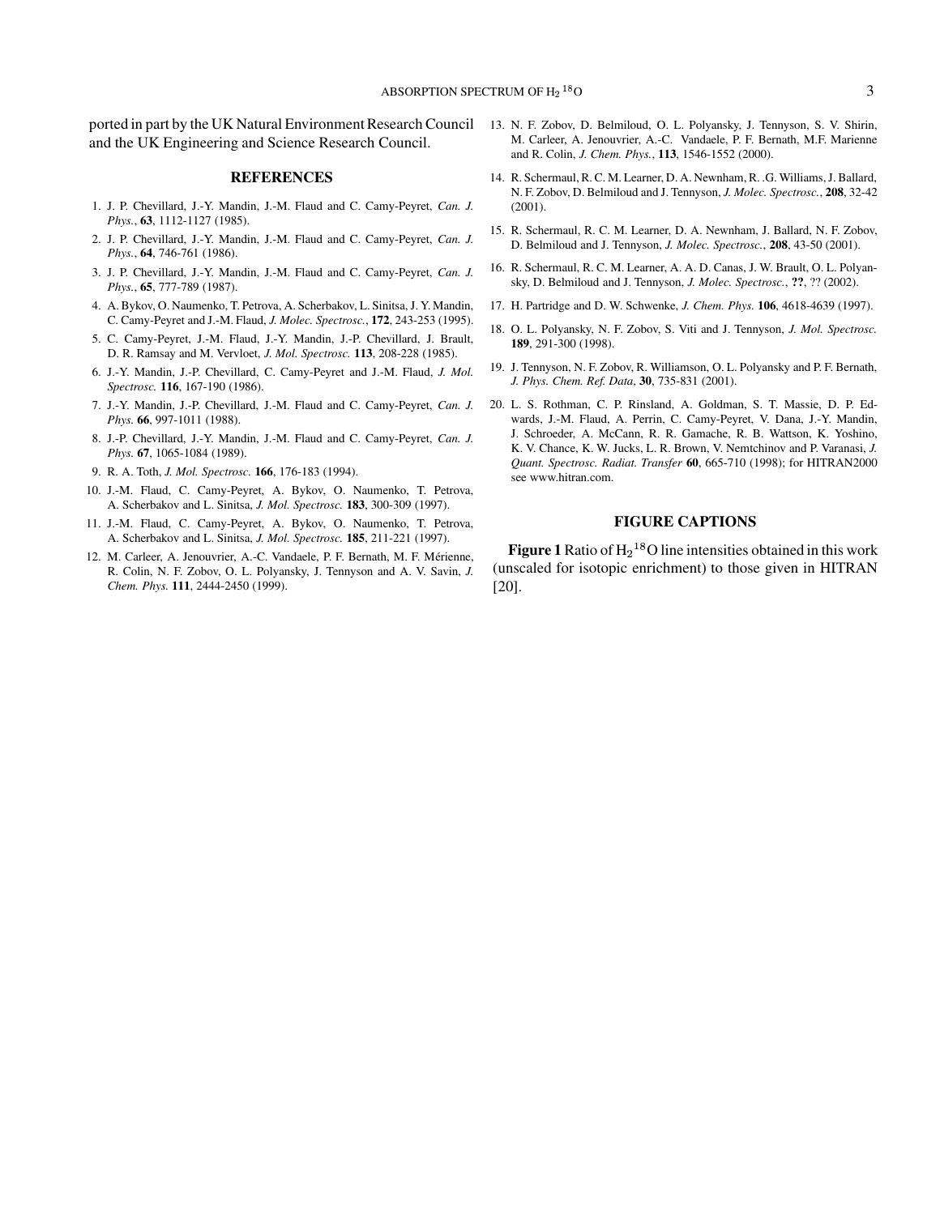ported in part by the UK Natural Environment Research Council and the UK Engineering and Science Research Council.

## REFERENCES

1. J. P. Chevillard, J.-Y. Mandin, J.-M. Flaud and C. Camy-Peyret, *Can. J. Phys.*, **63**, 1112-1127 (1985).
2. J. P. Chevillard, J.-Y. Mandin, J.-M. Flaud and C. Camy-Peyret, *Can. J. Phys.*, **64**, 746-761 (1986).
3. J. P. Chevillard, J.-Y. Mandin, J.-M. Flaud and C. Camy-Peyret, *Can. J. Phys.*, **65**, 777-789 (1987).
4. A. Bykov, O. Naumenko, T. Petrova, A. Scherbakov, L. Sinitsa, J. Y. Mandin, C. Camy-Peyret and J.-M. Flaud, *J. Molec. Spectrosc.*, **172**, 243-253 (1995).
5. C. Camy-Peyret, J.-M. Flaud, J.-Y. Mandin, J.-P. Chevillard, J. Brault, D. R. Ramsay and M. Vervloet, *J. Mol. Spectrosc.* **113**, 208-228 (1985).
6. J.-Y. Mandin, J.-P. Chevillard, C. Camy-Peyret and J.-M. Flaud, *J. Mol. Spectrosc.* **116**, 167-190 (1986).
7. J.-Y. Mandin, J.-P. Chevillard, J.-M. Flaud and C. Camy-Peyret, *Can. J. Phys.* **66**, 997-1011 (1988).
8. J.-P. Chevillard, J.-Y. Mandin, J.-M. Flaud and C. Camy-Peyret, *Can. J. Phys.* **67**, 1065-1084 (1989).
9. R. A. Toth, *J. Mol. Spectrosc.* **166**, 176-183 (1994).
10. J.-M. Flaud, C. Camy-Peyret, A. Bykov, O. Naumenko, T. Petrova, A. Scherbakov and L. Sinitsa, *J. Mol. Spectrosc.* **183**, 300-309 (1997).
11. J.-M. Flaud, C. Camy-Peyret, A. Bykov, O. Naumenko, T. Petrova, A. Scherbakov and L. Sinitsa, *J. Mol. Spectrosc.* **185**, 211-221 (1997).
12. M. Carleer, A. Jenouvrier, A.-C. Vandaele, P. F. Bernath, M. F. Mérienne, R. Colin, N. F. Zobov, O. L. Polyansky, J. Tennyson and A. V. Savin, *J. Chem. Phys.* **111**, 2444-2450 (1999).
13. N. F. Zobov, D. Belmiloud, O. L. Polyansky, J. Tennyson, S. V. Shirin, M. Carleer, A. Jenouvrier, A.-C. Vandaele, P. F. Bernath, M.F. Marienne and R. Colin, *J. Chem. Phys.*, **113**, 1546-1552 (2000).
14. R. Schermaul, R. C. M. Learner, D. A. Newnham, R. .G. Williams, J. Ballard, N. F. Zobov, D. Belmiloud and J. Tennyson, *J. Molec. Spectrosc.*, **208**, 32-42 (2001).
15. R. Schermaul, R. C. M. Learner, D. A. Newnham, J. Ballard, N. F. Zobov, D. Belmiloud and J. Tennyson, *J. Molec. Spectrosc.*, **208**, 43-50 (2001).
16. R. Schermaul, R. C. M. Learner, A. A. D. Canas, J. W. Brault, O. L. Polyansky, D. Belmiloud and J. Tennyson, *J. Molec. Spectrosc.*, **??**, ?? (2002).
17. H. Partridge and D. W. Schwenke, *J. Chem. Phys.* **106**, 4618-4639 (1997).
18. O. L. Polyansky, N. F. Zobov, S. Viti and J. Tennyson, *J. Mol. Spectrosc.* **189**, 291-300 (1998).
19. J. Tennyson, N. F. Zobov, R. Williamson, O. L. Polyansky and P. F. Bernath, *J. Phys. Chem. Ref. Data*, **30**, 735-831 (2001).
20. L. S. Rothman, C. P. Rinsland, A. Goldman, S. T. Massie, D. P. Edwards, J.-M. Flaud, A. Perrin, C. Camy-Peyret, V. Dana, J.-Y. Mandin, J. Schroeder, A. McCann, R. R. Gamache, R. B. Wattson, K. Yoshino, K. V. Chance, K. W. Jucks, L. R. Brown, V. Nemtchinov and P. Varanasi, *J. Quant. Spectrosc. Radiat. Transfer* **60**, 665-710 (1998); for HITRAN2000 see www.hitran.com.

## FIGURE CAPTIONS

**Figure 1** Ratio of $H_2{}^{18}O$ line intensities obtained in this work (unscaled for isotopic enrichment) to those given in HITRAN [20].